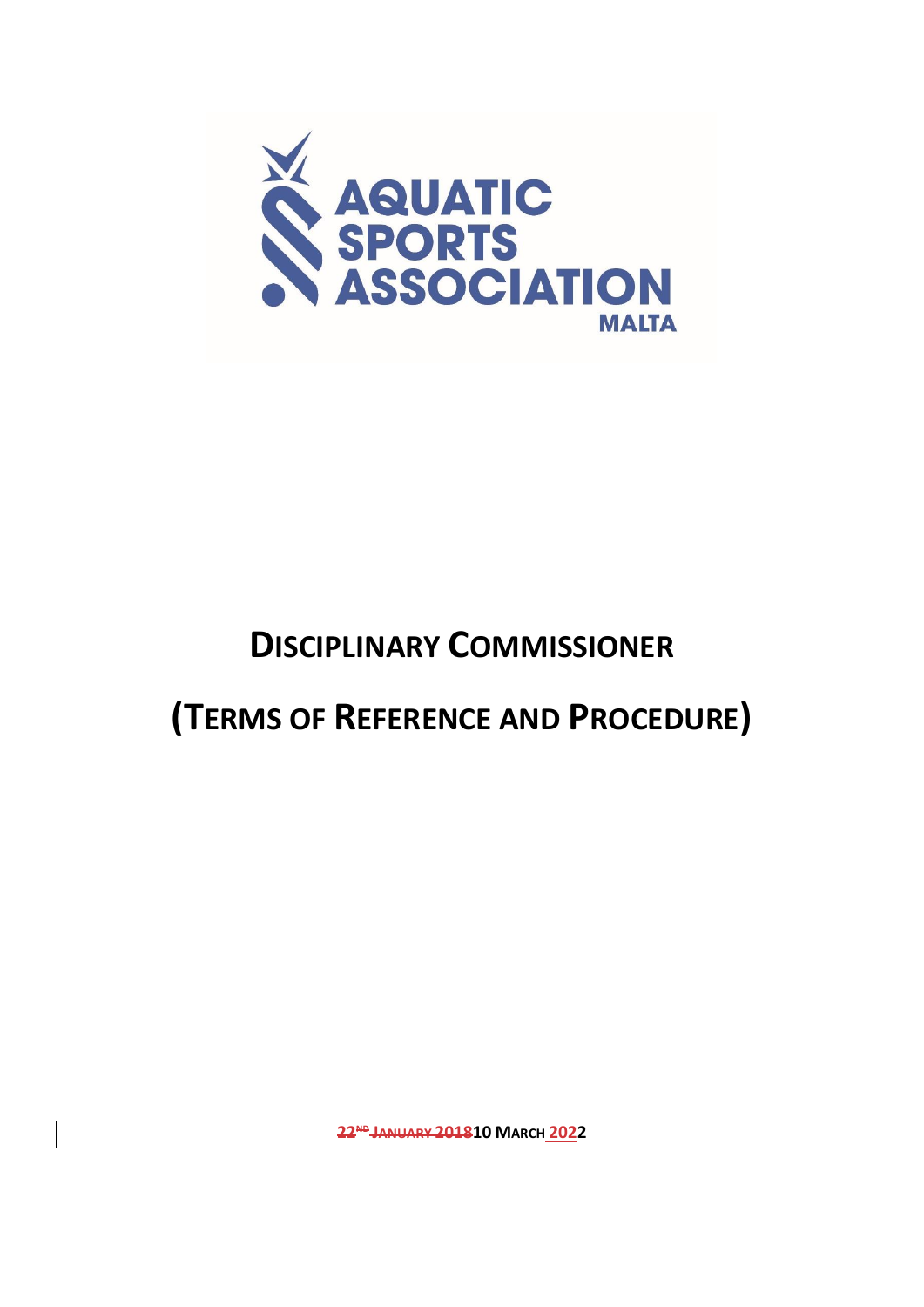AQUATIC SPORTS ASSOCIATION MALTA

# DISCIPLINARY COMMISSIONER

# (TERMS OF REFERENCE AND PROCEDURE)

**~~22ND JANUARY 2018~~10 MARCH 2022**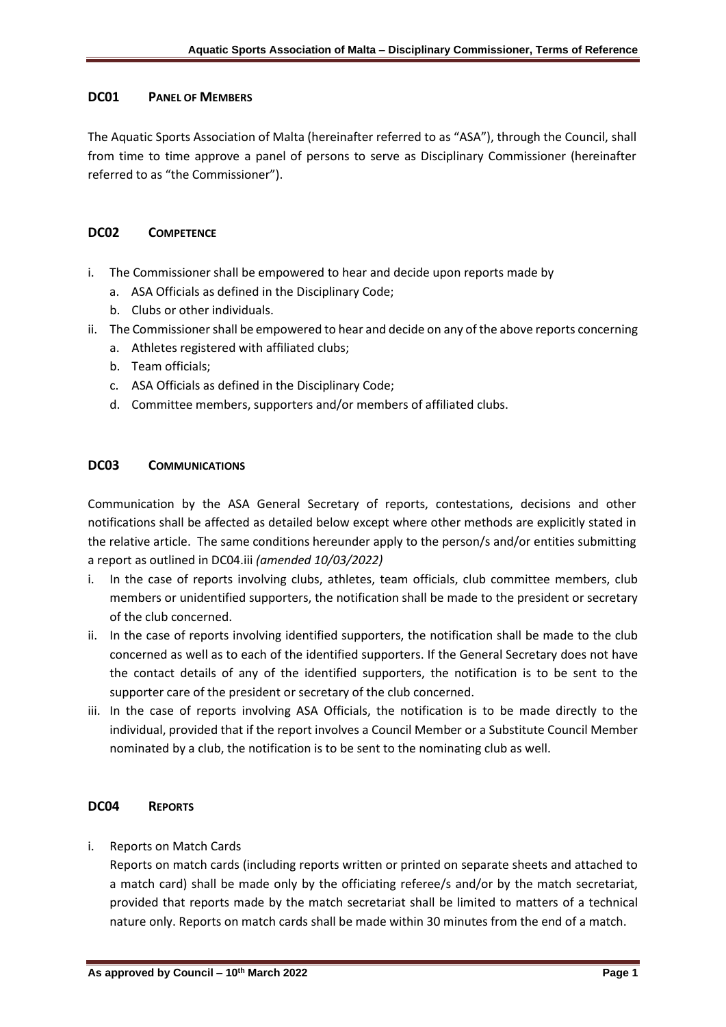## DC01 PANEL OF MEMBERS

The Aquatic Sports Association of Malta (hereinafter referred to as "ASA"), through the Council, shall from time to time approve a panel of persons to serve as Disciplinary Commissioner (hereinafter referred to as "the Commissioner").

## DC02 COMPETENCE

i. The Commissioner shall be empowered to hear and decide upon reports made by
   a. ASA Officials as defined in the Disciplinary Code;
   b. Clubs or other individuals.
ii. The Commissioner shall be empowered to hear and decide on any of the above reports concerning
   a. Athletes registered with affiliated clubs;
   b. Team officials;
   c. ASA Officials as defined in the Disciplinary Code;
   d. Committee members, supporters and/or members of affiliated clubs.

## DC03 COMMUNICATIONS

Communication by the ASA General Secretary of reports, contestations, decisions and other notifications shall be affected as detailed below except where other methods are explicitly stated in the relative article. The same conditions hereunder apply to the person/s and/or entities submitting a report as outlined in DC04.iii *(amended 10/03/2022)*

i. In the case of reports involving clubs, athletes, team officials, club committee members, club members or unidentified supporters, the notification shall be made to the president or secretary of the club concerned.
ii. In the case of reports involving identified supporters, the notification shall be made to the club concerned as well as to each of the identified supporters. If the General Secretary does not have the contact details of any of the identified supporters, the notification is to be sent to the supporter care of the president or secretary of the club concerned.
iii. In the case of reports involving ASA Officials, the notification is to be made directly to the individual, provided that if the report involves a Council Member or a Substitute Council Member nominated by a club, the notification is to be sent to the nominating club as well.

## DC04 REPORTS

i. Reports on Match Cards

   Reports on match cards (including reports written or printed on separate sheets and attached to a match card) shall be made only by the officiating referee/s and/or by the match secretariat, provided that reports made by the match secretariat shall be limited to matters of a technical nature only. Reports on match cards shall be made within 30 minutes from the end of a match.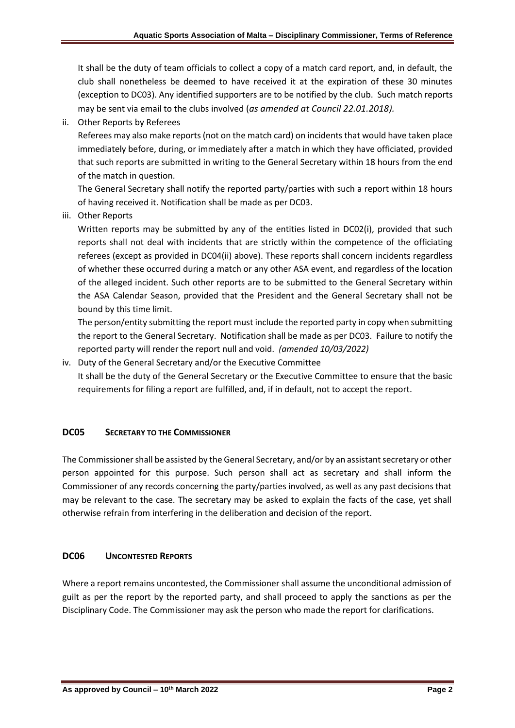It shall be the duty of team officials to collect a copy of a match card report, and, in default, the club shall nonetheless be deemed to have received it at the expiration of these 30 minutes (exception to DC03). Any identified supporters are to be notified by the club. Such match reports may be sent via email to the clubs involved (*as amended at Council 22.01.2018).*

ii. Other Reports by Referees

Referees may also make reports (not on the match card) on incidents that would have taken place immediately before, during, or immediately after a match in which they have officiated, provided that such reports are submitted in writing to the General Secretary within 18 hours from the end of the match in question.

The General Secretary shall notify the reported party/parties with such a report within 18 hours of having received it. Notification shall be made as per DC03.

iii. Other Reports

Written reports may be submitted by any of the entities listed in DC02(i), provided that such reports shall not deal with incidents that are strictly within the competence of the officiating referees (except as provided in DC04(ii) above). These reports shall concern incidents regardless of whether these occurred during a match or any other ASA event, and regardless of the location of the alleged incident. Such other reports are to be submitted to the General Secretary within the ASA Calendar Season, provided that the President and the General Secretary shall not be bound by this time limit.

The person/entity submitting the report must include the reported party in copy when submitting the report to the General Secretary. Notification shall be made as per DC03. Failure to notify the reported party will render the report null and void. *(amended 10/03/2022)*

iv. Duty of the General Secretary and/or the Executive Committee

It shall be the duty of the General Secretary or the Executive Committee to ensure that the basic requirements for filing a report are fulfilled, and, if in default, not to accept the report.

## DC05 SECRETARY TO THE COMMISSIONER

The Commissioner shall be assisted by the General Secretary, and/or by an assistant secretary or other person appointed for this purpose. Such person shall act as secretary and shall inform the Commissioner of any records concerning the party/parties involved, as well as any past decisions that may be relevant to the case. The secretary may be asked to explain the facts of the case, yet shall otherwise refrain from interfering in the deliberation and decision of the report.

## DC06 UNCONTESTED REPORTS

Where a report remains uncontested, the Commissioner shall assume the unconditional admission of guilt as per the report by the reported party, and shall proceed to apply the sanctions as per the Disciplinary Code. The Commissioner may ask the person who made the report for clarifications.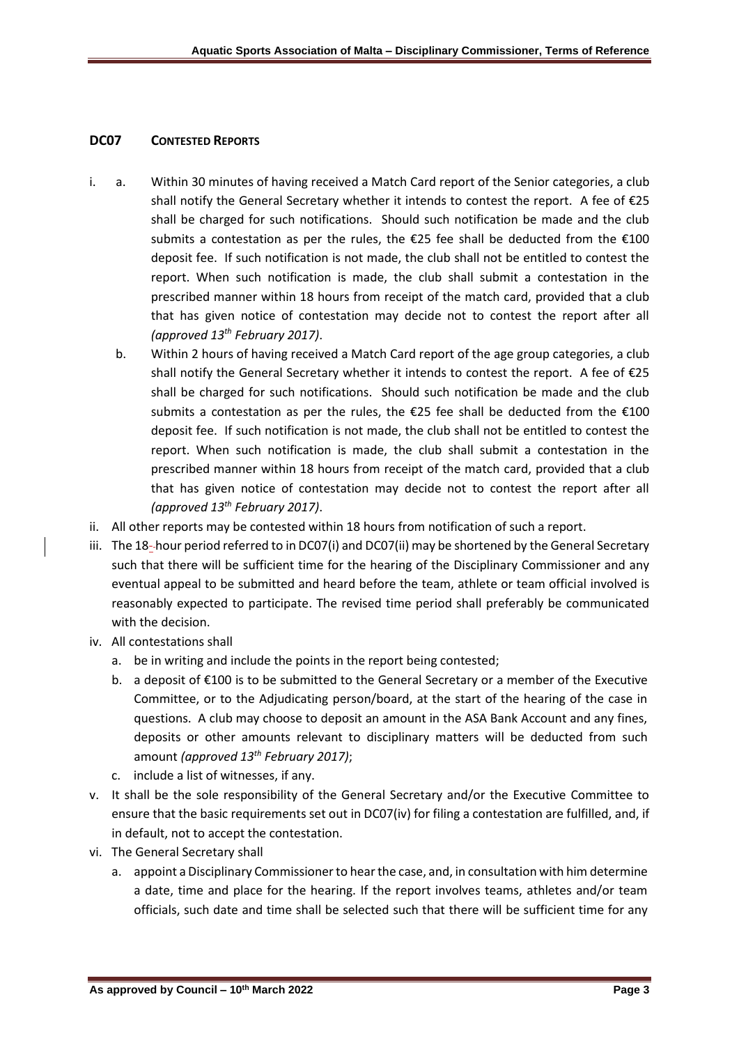## DC07 CONTESTED REPORTS

i.
   a. Within 30 minutes of having received a Match Card report of the Senior categories, a club shall notify the General Secretary whether it intends to contest the report. A fee of €25 shall be charged for such notifications. Should such notification be made and the club submits a contestation as per the rules, the €25 fee shall be deducted from the €100 deposit fee. If such notification is not made, the club shall not be entitled to contest the report. When such notification is made, the club shall submit a contestation in the prescribed manner within 18 hours from receipt of the match card, provided that a club that has given notice of contestation may decide not to contest the report after all *(approved 13th February 2017)*.
   b. Within 2 hours of having received a Match Card report of the age group categories, a club shall notify the General Secretary whether it intends to contest the report. A fee of €25 shall be charged for such notifications. Should such notification be made and the club submits a contestation as per the rules, the €25 fee shall be deducted from the €100 deposit fee. If such notification is not made, the club shall not be entitled to contest the report. When such notification is made, the club shall submit a contestation in the prescribed manner within 18 hours from receipt of the match card, provided that a club that has given notice of contestation may decide not to contest the report after all *(approved 13th February 2017)*.

ii. All other reports may be contested within 18 hours from notification of such a report.

iii. The 18-hour period referred to in DC07(i) and DC07(ii) may be shortened by the General Secretary such that there will be sufficient time for the hearing of the Disciplinary Commissioner and any eventual appeal to be submitted and heard before the team, athlete or team official involved is reasonably expected to participate. The revised time period shall preferably be communicated with the decision.

iv. All contestations shall
   a. be in writing and include the points in the report being contested;
   b. a deposit of €100 is to be submitted to the General Secretary or a member of the Executive Committee, or to the Adjudicating person/board, at the start of the hearing of the case in questions. A club may choose to deposit an amount in the ASA Bank Account and any fines, deposits or other amounts relevant to disciplinary matters will be deducted from such amount *(approved 13th February 2017)*;
   c. include a list of witnesses, if any.

v. It shall be the sole responsibility of the General Secretary and/or the Executive Committee to ensure that the basic requirements set out in DC07(iv) for filing a contestation are fulfilled, and, if in default, not to accept the contestation.

vi. The General Secretary shall
   a. appoint a Disciplinary Commissioner to hear the case, and, in consultation with him determine a date, time and place for the hearing. If the report involves teams, athletes and/or team officials, such date and time shall be selected such that there will be sufficient time for any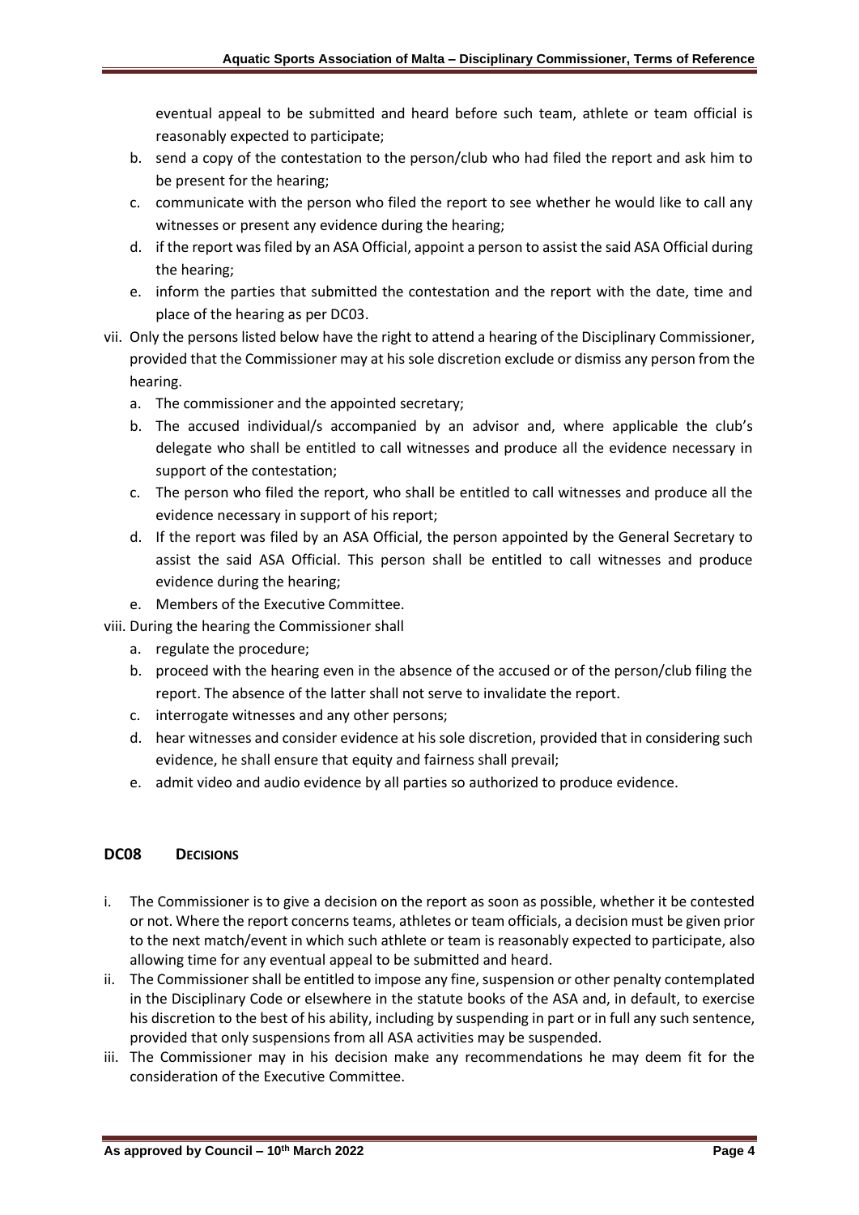eventual appeal to be submitted and heard before such team, athlete or team official is reasonably expected to participate;

b. send a copy of the contestation to the person/club who had filed the report and ask him to be present for the hearing;
c. communicate with the person who filed the report to see whether he would like to call any witnesses or present any evidence during the hearing;
d. if the report was filed by an ASA Official, appoint a person to assist the said ASA Official during the hearing;
e. inform the parties that submitted the contestation and the report with the date, time and place of the hearing as per DC03.

vii. Only the persons listed below have the right to attend a hearing of the Disciplinary Commissioner, provided that the Commissioner may at his sole discretion exclude or dismiss any person from the hearing.

a. The commissioner and the appointed secretary;
b. The accused individual/s accompanied by an advisor and, where applicable the club's delegate who shall be entitled to call witnesses and produce all the evidence necessary in support of the contestation;
c. The person who filed the report, who shall be entitled to call witnesses and produce all the evidence necessary in support of his report;
d. If the report was filed by an ASA Official, the person appointed by the General Secretary to assist the said ASA Official. This person shall be entitled to call witnesses and produce evidence during the hearing;
e. Members of the Executive Committee.

viii. During the hearing the Commissioner shall

a. regulate the procedure;
b. proceed with the hearing even in the absence of the accused or of the person/club filing the report. The absence of the latter shall not serve to invalidate the report.
c. interrogate witnesses and any other persons;
d. hear witnesses and consider evidence at his sole discretion, provided that in considering such evidence, he shall ensure that equity and fairness shall prevail;
e. admit video and audio evidence by all parties so authorized to produce evidence.

## DC08 Decisions

i. The Commissioner is to give a decision on the report as soon as possible, whether it be contested or not. Where the report concerns teams, athletes or team officials, a decision must be given prior to the next match/event in which such athlete or team is reasonably expected to participate, also allowing time for any eventual appeal to be submitted and heard.
ii. The Commissioner shall be entitled to impose any fine, suspension or other penalty contemplated in the Disciplinary Code or elsewhere in the statute books of the ASA and, in default, to exercise his discretion to the best of his ability, including by suspending in part or in full any such sentence, provided that only suspensions from all ASA activities may be suspended.
iii. The Commissioner may in his decision make any recommendations he may deem fit for the consideration of the Executive Committee.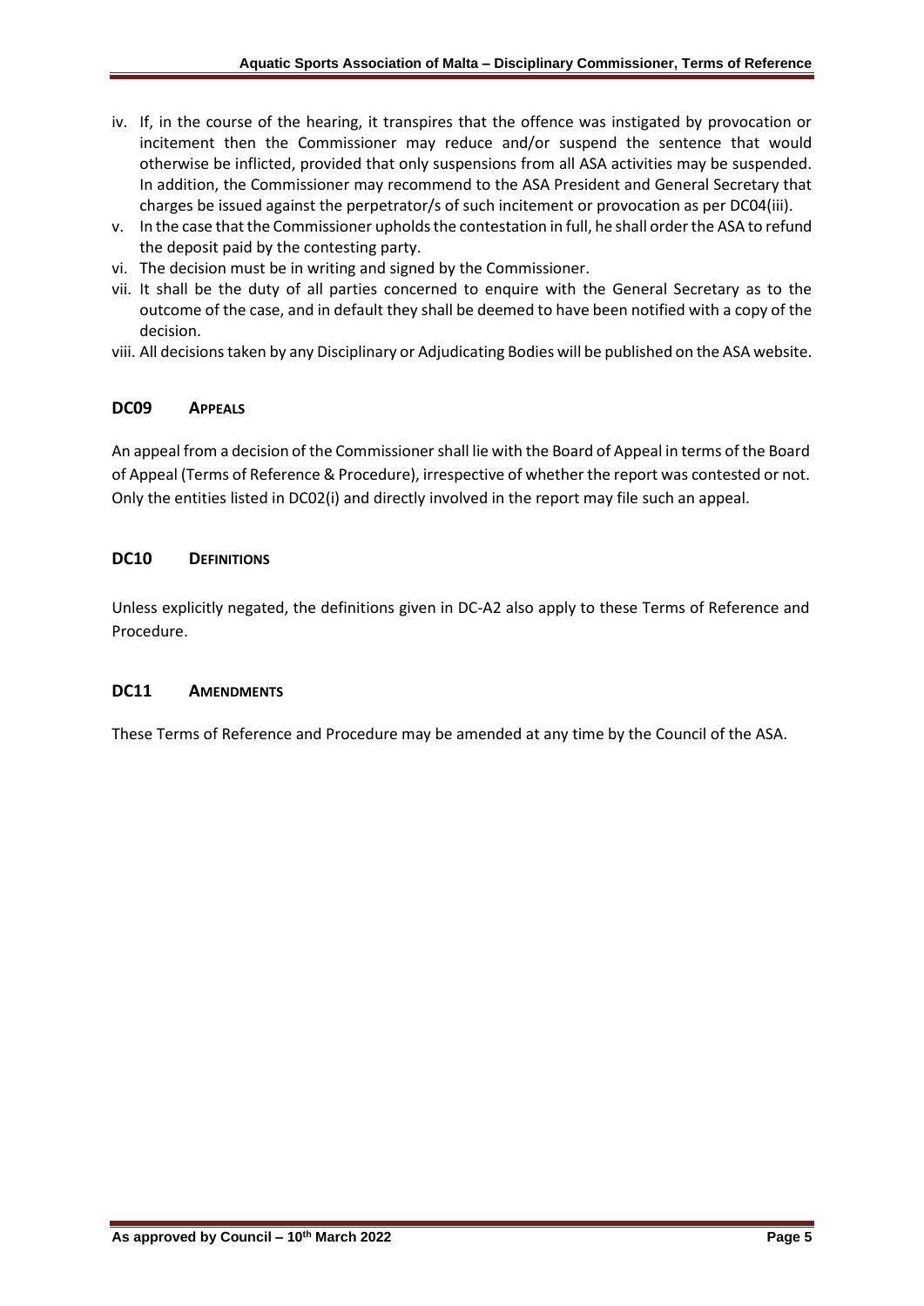iv. If, in the course of the hearing, it transpires that the offence was instigated by provocation or incitement then the Commissioner may reduce and/or suspend the sentence that would otherwise be inflicted, provided that only suspensions from all ASA activities may be suspended. In addition, the Commissioner may recommend to the ASA President and General Secretary that charges be issued against the perpetrator/s of such incitement or provocation as per DC04(iii).
v. In the case that the Commissioner upholds the contestation in full, he shall order the ASA to refund the deposit paid by the contesting party.
vi. The decision must be in writing and signed by the Commissioner.
vii. It shall be the duty of all parties concerned to enquire with the General Secretary as to the outcome of the case, and in default they shall be deemed to have been notified with a copy of the decision.
viii. All decisions taken by any Disciplinary or Adjudicating Bodies will be published on the ASA website.

## DC09 APPEALS

An appeal from a decision of the Commissioner shall lie with the Board of Appeal in terms of the Board of Appeal (Terms of Reference & Procedure), irrespective of whether the report was contested or not. Only the entities listed in DC02(i) and directly involved in the report may file such an appeal.

## DC10 DEFINITIONS

Unless explicitly negated, the definitions given in DC-A2 also apply to these Terms of Reference and Procedure.

## DC11 AMENDMENTS

These Terms of Reference and Procedure may be amended at any time by the Council of the ASA.